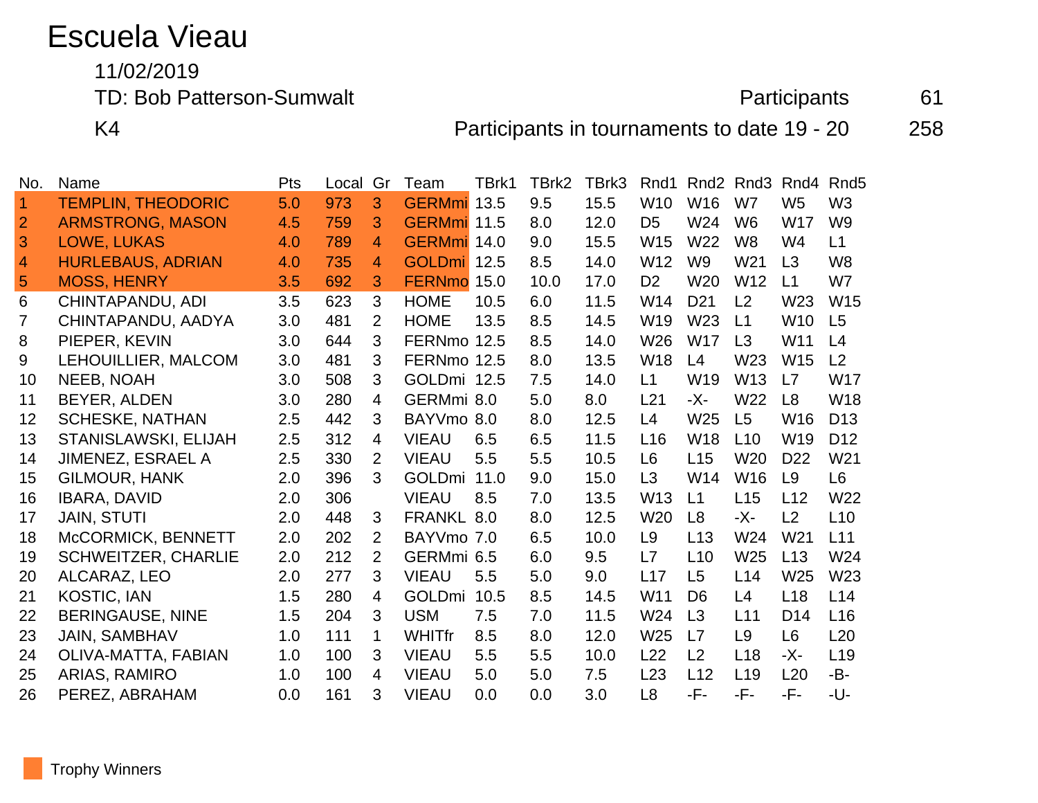# Escuela Vieau

11/02/2019

TD: Bob Patterson-Sumwalt — Participants 61

K4 — Participants in tournaments to date 19 - 20 — 258

| No. | Name | Pts | Local | Gr | Team | TBrk1 | TBrk2 | TBrk3 | Rnd1 | Rnd2 | Rnd3 | Rnd4 | Rnd5 |
|---|---|---|---|---|---|---|---|---|---|---|---|---|---|
| 1 | TEMPLIN, THEODORIC | 5.0 | 973 | 3 | GERMmi | 13.5 | 9.5 | 15.5 | W10 | W16 | W7 | W5 | W3 |
| 2 | ARMSTRONG, MASON | 4.5 | 759 | 3 | GERMmi | 11.5 | 8.0 | 12.0 | D5 | W24 | W6 | W17 | W9 |
| 3 | LOWE, LUKAS | 4.0 | 789 | 4 | GERMmi | 14.0 | 9.0 | 15.5 | W15 | W22 | W8 | W4 | L1 |
| 4 | HURLEBAUS, ADRIAN | 4.0 | 735 | 4 | GOLDmi | 12.5 | 8.5 | 14.0 | W12 | W9 | W21 | L3 | W8 |
| 5 | MOSS, HENRY | 3.5 | 692 | 3 | FERNmo | 15.0 | 10.0 | 17.0 | D2 | W20 | W12 | L1 | W7 |
| 6 | CHINTAPANDU, ADI | 3.5 | 623 | 3 | HOME | 10.5 | 6.0 | 11.5 | W14 | D21 | L2 | W23 | W15 |
| 7 | CHINTAPANDU, AADYA | 3.0 | 481 | 2 | HOME | 13.5 | 8.5 | 14.5 | W19 | W23 | L1 | W10 | L5 |
| 8 | PIEPER, KEVIN | 3.0 | 644 | 3 | FERNmo | 12.5 | 8.5 | 14.0 | W26 | W17 | L3 | W11 | L4 |
| 9 | LEHOUILLIER, MALCOM | 3.0 | 481 | 3 | FERNmo | 12.5 | 8.0 | 13.5 | W18 | L4 | W23 | W15 | L2 |
| 10 | NEEB, NOAH | 3.0 | 508 | 3 | GOLDmi | 12.5 | 7.5 | 14.0 | L1 | W19 | W13 | L7 | W17 |
| 11 | BEYER, ALDEN | 3.0 | 280 | 4 | GERMmi | 8.0 | 5.0 | 8.0 | L21 | -X- | W22 | L8 | W18 |
| 12 | SCHESKE, NATHAN | 2.5 | 442 | 3 | BAYVmo | 8.0 | 8.0 | 12.5 | L4 | W25 | L5 | W16 | D13 |
| 13 | STANISLAWSKI, ELIJAH | 2.5 | 312 | 4 | VIEAU | 6.5 | 6.5 | 11.5 | L16 | W18 | L10 | W19 | D12 |
| 14 | JIMENEZ, ESRAEL A | 2.5 | 330 | 2 | VIEAU | 5.5 | 5.5 | 10.5 | L6 | L15 | W20 | D22 | W21 |
| 15 | GILMOUR, HANK | 2.0 | 396 | 3 | GOLDmi | 11.0 | 9.0 | 15.0 | L3 | W14 | W16 | L9 | L6 |
| 16 | IBARA, DAVID | 2.0 | 306 | | VIEAU | 8.5 | 7.0 | 13.5 | W13 | L1 | L15 | L12 | W22 |
| 17 | JAIN, STUTI | 2.0 | 448 | 3 | FRANKL | 8.0 | 8.0 | 12.5 | W20 | L8 | -X- | L2 | L10 |
| 18 | McCORMICK, BENNETT | 2.0 | 202 | 2 | BAYVmo | 7.0 | 6.5 | 10.0 | L9 | L13 | W24 | W21 | L11 |
| 19 | SCHWEITZER, CHARLIE | 2.0 | 212 | 2 | GERMmi | 6.5 | 6.0 | 9.5 | L7 | L10 | W25 | L13 | W24 |
| 20 | ALCARAZ, LEO | 2.0 | 277 | 3 | VIEAU | 5.5 | 5.0 | 9.0 | L17 | L5 | L14 | W25 | W23 |
| 21 | KOSTIC, IAN | 1.5 | 280 | 4 | GOLDmi | 10.5 | 8.5 | 14.5 | W11 | D6 | L4 | L18 | L14 |
| 22 | BERINGAUSE, NINE | 1.5 | 204 | 3 | USM | 7.5 | 7.0 | 11.5 | W24 | L3 | L11 | D14 | L16 |
| 23 | JAIN, SAMBHAV | 1.0 | 111 | 1 | WHITfr | 8.5 | 8.0 | 12.0 | W25 | L7 | L9 | L6 | L20 |
| 24 | OLIVA-MATTA, FABIAN | 1.0 | 100 | 3 | VIEAU | 5.5 | 5.5 | 10.0 | L22 | L2 | L18 | -X- | L19 |
| 25 | ARIAS, RAMIRO | 1.0 | 100 | 4 | VIEAU | 5.0 | 5.0 | 7.5 | L23 | L12 | L19 | L20 | -B- |
| 26 | PEREZ, ABRAHAM | 0.0 | 161 | 3 | VIEAU | 0.0 | 0.0 | 3.0 | L8 | -F- | -F- | -F- | -U- |

Trophy Winners (rows 1–5 highlighted)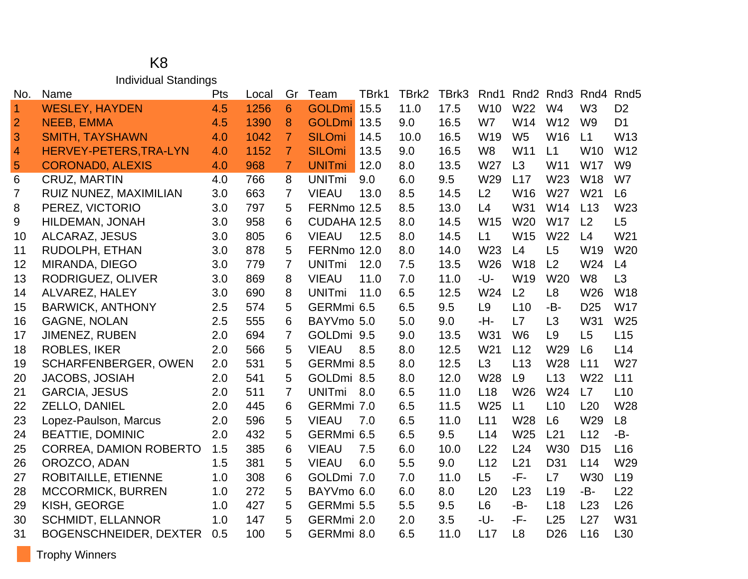# K8

## Individual Standings

| No. | Name | Pts | Local | Gr | Team | TBrk1 | TBrk2 | TBrk3 | Rnd1 | Rnd2 | Rnd3 | Rnd4 | Rnd5 |
|---|---|---|---|---|---|---|---|---|---|---|---|---|---|
| 1 | WESLEY, HAYDEN | 4.5 | 1256 | 6 | GOLDmi | 15.5 | 11.0 | 17.5 | W10 | W22 | W4 | W3 | D2 |
| 2 | NEEB, EMMA | 4.5 | 1390 | 8 | GOLDmi | 13.5 | 9.0 | 16.5 | W7 | W14 | W12 | W9 | D1 |
| 3 | SMITH, TAYSHAWN | 4.0 | 1042 | 7 | SILOmi | 14.5 | 10.0 | 16.5 | W19 | W5 | W16 | L1 | W13 |
| 4 | HERVEY-PETERS,TRA-LYN | 4.0 | 1152 | 7 | SILOmi | 13.5 | 9.0 | 16.5 | W8 | W11 | L1 | W10 | W12 |
| 5 | CORONAD0, ALEXIS | 4.0 | 968 | 7 | UNITmi | 12.0 | 8.0 | 13.5 | W27 | L3 | W11 | W17 | W9 |
| 6 | CRUZ, MARTIN | 4.0 | 766 | 8 | UNITmi | 9.0 | 6.0 | 9.5 | W29 | L17 | W23 | W18 | W7 |
| 7 | RUIZ NUNEZ, MAXIMILIAN | 3.0 | 663 | 7 | VIEAU | 13.0 | 8.5 | 14.5 | L2 | W16 | W27 | W21 | L6 |
| 8 | PEREZ, VICTORIO | 3.0 | 797 | 5 | FERNmo | 12.5 | 8.5 | 13.0 | L4 | W31 | W14 | L13 | W23 |
| 9 | HILDEMAN, JONAH | 3.0 | 958 | 6 | CUDAHA | 12.5 | 8.0 | 14.5 | W15 | W20 | W17 | L2 | L5 |
| 10 | ALCARAZ, JESUS | 3.0 | 805 | 6 | VIEAU | 12.5 | 8.0 | 14.5 | L1 | W15 | W22 | L4 | W21 |
| 11 | RUDOLPH, ETHAN | 3.0 | 878 | 5 | FERNmo | 12.0 | 8.0 | 14.0 | W23 | L4 | L5 | W19 | W20 |
| 12 | MIRANDA, DIEGO | 3.0 | 779 | 7 | UNITmi | 12.0 | 7.5 | 13.5 | W26 | W18 | L2 | W24 | L4 |
| 13 | RODRIGUEZ, OLIVER | 3.0 | 869 | 8 | VIEAU | 11.0 | 7.0 | 11.0 | -U- | W19 | W20 | W8 | L3 |
| 14 | ALVAREZ, HALEY | 3.0 | 690 | 8 | UNITmi | 11.0 | 6.5 | 12.5 | W24 | L2 | L8 | W26 | W18 |
| 15 | BARWICK, ANTHONY | 2.5 | 574 | 5 | GERMmi | 6.5 | 6.5 | 9.5 | L9 | L10 | -B- | D25 | W17 |
| 16 | GAGNE, NOLAN | 2.5 | 555 | 6 | BAYVmo | 5.0 | 5.0 | 9.0 | -H- | L7 | L3 | W31 | W25 |
| 17 | JIMENEZ, RUBEN | 2.0 | 694 | 7 | GOLDmi | 9.5 | 9.0 | 13.5 | W31 | W6 | L9 | L5 | L15 |
| 18 | ROBLES, IKER | 2.0 | 566 | 5 | VIEAU | 8.5 | 8.0 | 12.5 | W21 | L12 | W29 | L6 | L14 |
| 19 | SCHARFENBERGER, OWEN | 2.0 | 531 | 5 | GERMmi | 8.5 | 8.0 | 12.5 | L3 | L13 | W28 | L11 | W27 |
| 20 | JACOBS, JOSIAH | 2.0 | 541 | 5 | GOLDmi | 8.5 | 8.0 | 12.0 | W28 | L9 | L13 | W22 | L11 |
| 21 | GARCIA, JESUS | 2.0 | 511 | 7 | UNITmi | 8.0 | 6.5 | 11.0 | L18 | W26 | W24 | L7 | L10 |
| 22 | ZELLO, DANIEL | 2.0 | 445 | 6 | GERMmi | 7.0 | 6.5 | 11.5 | W25 | L1 | L10 | L20 | W28 |
| 23 | Lopez-Paulson, Marcus | 2.0 | 596 | 5 | VIEAU | 7.0 | 6.5 | 11.0 | L11 | W28 | L6 | W29 | L8 |
| 24 | BEATTIE, DOMINIC | 2.0 | 432 | 5 | GERMmi | 6.5 | 6.5 | 9.5 | L14 | W25 | L21 | L12 | -B- |
| 25 | CORREA, DAMION ROBERTO | 1.5 | 385 | 6 | VIEAU | 7.5 | 6.0 | 10.0 | L22 | L24 | W30 | D15 | L16 |
| 26 | OROZCO, ADAN | 1.5 | 381 | 5 | VIEAU | 6.0 | 5.5 | 9.0 | L12 | L21 | D31 | L14 | W29 |
| 27 | ROBITAILLE, ETIENNE | 1.0 | 308 | 6 | GOLDmi | 7.0 | 7.0 | 11.0 | L5 | -F- | L7 | W30 | L19 |
| 28 | MCCORMICK, BURREN | 1.0 | 272 | 5 | BAYVmo | 6.0 | 6.0 | 8.0 | L20 | L23 | L19 | -B- | L22 |
| 29 | KISH, GEORGE | 1.0 | 427 | 5 | GERMmi | 5.5 | 5.5 | 9.5 | L6 | -B- | L18 | L23 | L26 |
| 30 | SCHMIDT, ELLANNOR | 1.0 | 147 | 5 | GERMmi | 2.0 | 2.0 | 3.5 | -U- | -F- | L25 | L27 | W31 |
| 31 | BOGENSCHNEIDER, DEXTER | 0.5 | 100 | 5 | GERMmi | 8.0 | 6.5 | 11.0 | L17 | L8 | D26 | L16 | L30 |

Trophy Winners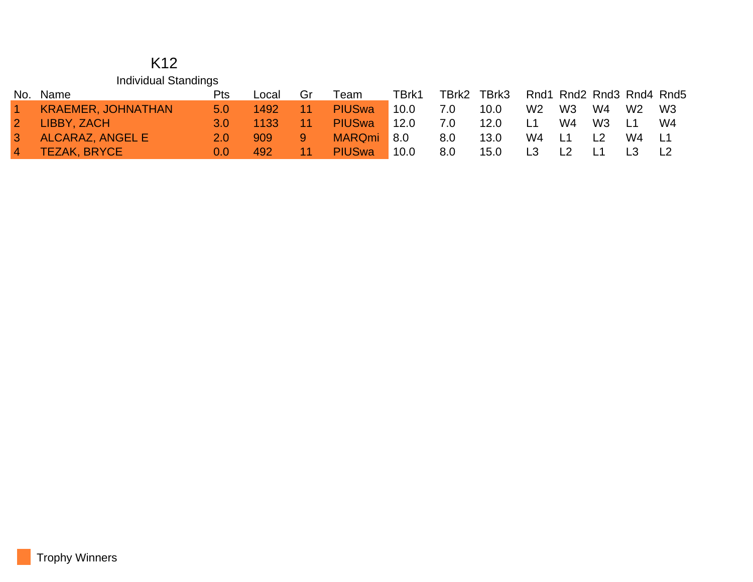# K12

## Individual Standings

| No. | Name | Pts | Local | Gr | Team | TBrk1 | TBrk2 | TBrk3 | Rnd1 | Rnd2 | Rnd3 | Rnd4 | Rnd5 |
|---|---|---|---|---|---|---|---|---|---|---|---|---|---|
| 1 | KRAEMER, JOHNATHAN | 5.0 | 1492 | 11 | PIUSwa | 10.0 | 7.0 | 10.0 | W2 | W3 | W4 | W2 | W3 |
| 2 | LIBBY, ZACH | 3.0 | 1133 | 11 | PIUSwa | 12.0 | 7.0 | 12.0 | L1 | W4 | W3 | L1 | W4 |
| 3 | ALCARAZ, ANGEL E | 2.0 | 909 | 9 | MARQmi | 8.0 | 8.0 | 13.0 | W4 | L1 | L2 | W4 | L1 |
| 4 | TEZAK, BRYCE | 0.0 | 492 | 11 | PIUSwa | 10.0 | 8.0 | 15.0 | L3 | L2 | L1 | L3 | L2 |

Trophy Winners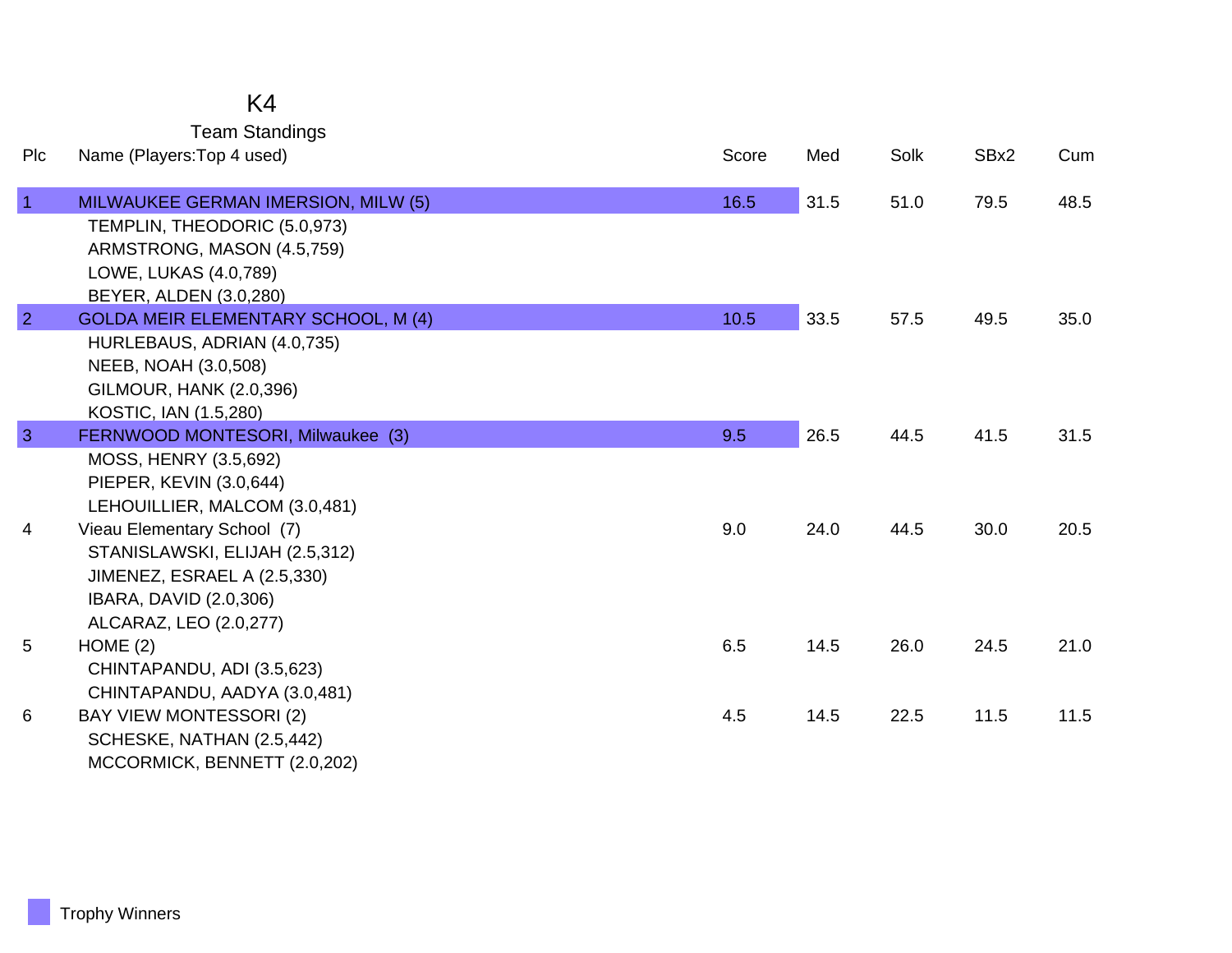# K4

## Team Standings

| Plc | Name (Players:Top 4 used) | Score | Med | Solk | SBx2 | Cum |
|---|---|---|---|---|---|---|
| 1 | MILWAUKEE GERMAN IMERSION, MILW (5) | 16.5 | 31.5 | 51.0 | 79.5 | 48.5 |
| | TEMPLIN, THEODORIC (5.0,973) | | | | | |
| | ARMSTRONG, MASON (4.5,759) | | | | | |
| | LOWE, LUKAS (4.0,789) | | | | | |
| | BEYER, ALDEN (3.0,280) | | | | | |
| 2 | GOLDA MEIR ELEMENTARY SCHOOL, M (4) | 10.5 | 33.5 | 57.5 | 49.5 | 35.0 |
| | HURLEBAUS, ADRIAN (4.0,735) | | | | | |
| | NEEB, NOAH (3.0,508) | | | | | |
| | GILMOUR, HANK (2.0,396) | | | | | |
| | KOSTIC, IAN (1.5,280) | | | | | |
| 3 | FERNWOOD MONTESORI, Milwaukee (3) | 9.5 | 26.5 | 44.5 | 41.5 | 31.5 |
| | MOSS, HENRY (3.5,692) | | | | | |
| | PIEPER, KEVIN (3.0,644) | | | | | |
| | LEHOUILLIER, MALCOM (3.0,481) | | | | | |
| 4 | Vieau Elementary School (7) | 9.0 | 24.0 | 44.5 | 30.0 | 20.5 |
| | STANISLAWSKI, ELIJAH (2.5,312) | | | | | |
| | JIMENEZ, ESRAEL A (2.5,330) | | | | | |
| | IBARA, DAVID (2.0,306) | | | | | |
| | ALCARAZ, LEO (2.0,277) | | | | | |
| 5 | HOME (2) | 6.5 | 14.5 | 26.0 | 24.5 | 21.0 |
| | CHINTAPANDU, ADI (3.5,623) | | | | | |
| | CHINTAPANDU, AADYA (3.0,481) | | | | | |
| 6 | BAY VIEW MONTESSORI (2) | 4.5 | 14.5 | 22.5 | 11.5 | 11.5 |
| | SCHESKE, NATHAN (2.5,442) | | | | | |
| | MCCORMICK, BENNETT (2.0,202) | | | | | |

Trophy Winners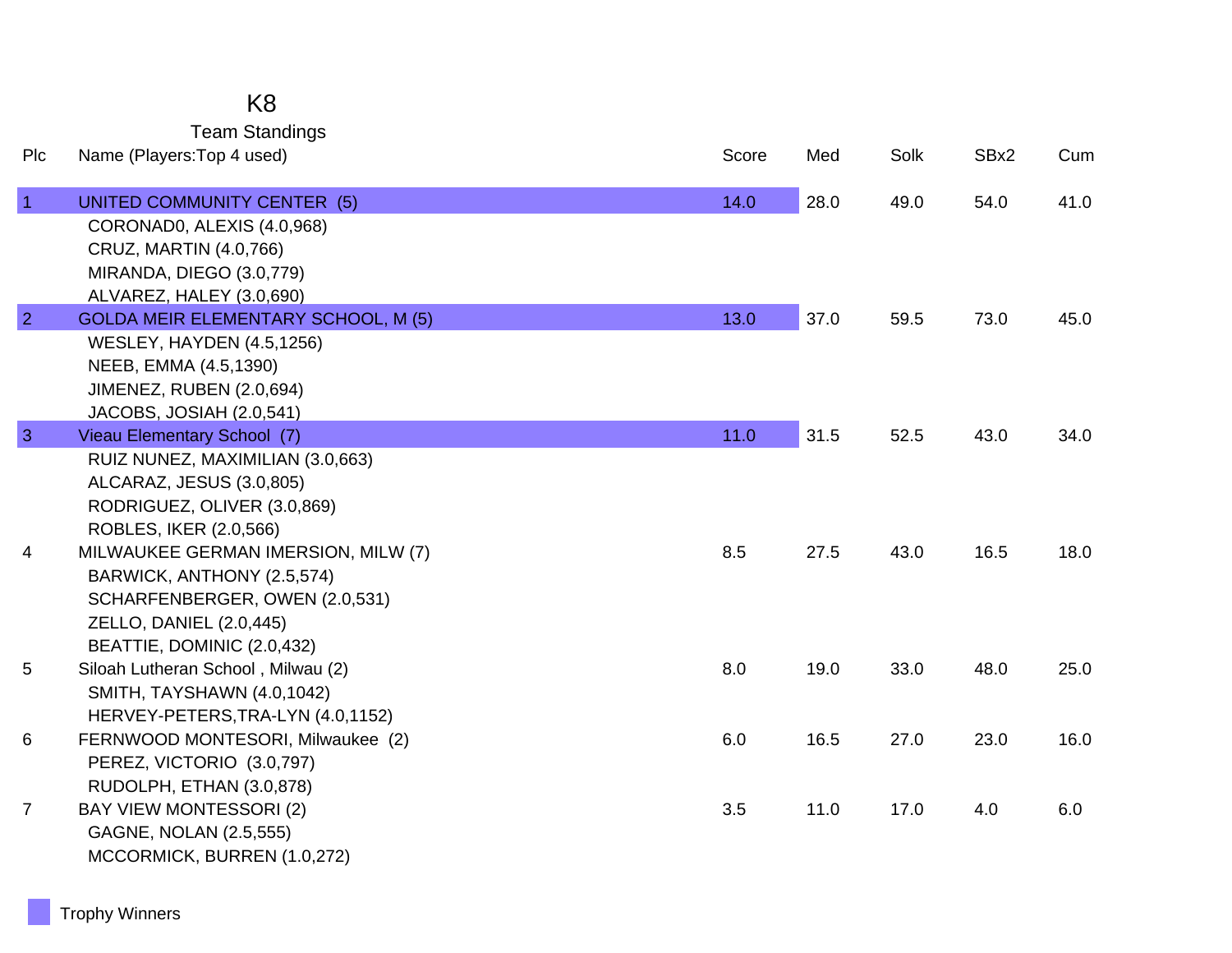# K8

## Team Standings

| Plc | Name (Players:Top 4 used) | Score | Med | Solk | SBx2 | Cum |
|---|---|---|---|---|---|---|
| 1 | UNITED COMMUNITY CENTER (5) | 14.0 | 28.0 | 49.0 | 54.0 | 41.0 |
| | CORONAD0, ALEXIS (4.0,968) | | | | | |
| | CRUZ, MARTIN (4.0,766) | | | | | |
| | MIRANDA, DIEGO (3.0,779) | | | | | |
| | ALVAREZ, HALEY (3.0,690) | | | | | |
| 2 | GOLDA MEIR ELEMENTARY SCHOOL, M (5) | 13.0 | 37.0 | 59.5 | 73.0 | 45.0 |
| | WESLEY, HAYDEN (4.5,1256) | | | | | |
| | NEEB, EMMA (4.5,1390) | | | | | |
| | JIMENEZ, RUBEN (2.0,694) | | | | | |
| | JACOBS, JOSIAH (2.0,541) | | | | | |
| 3 | Vieau Elementary School (7) | 11.0 | 31.5 | 52.5 | 43.0 | 34.0 |
| | RUIZ NUNEZ, MAXIMILIAN (3.0,663) | | | | | |
| | ALCARAZ, JESUS (3.0,805) | | | | | |
| | RODRIGUEZ, OLIVER (3.0,869) | | | | | |
| | ROBLES, IKER (2.0,566) | | | | | |
| 4 | MILWAUKEE GERMAN IMERSION, MILW (7) | 8.5 | 27.5 | 43.0 | 16.5 | 18.0 |
| | BARWICK, ANTHONY (2.5,574) | | | | | |
| | SCHARFENBERGER, OWEN (2.0,531) | | | | | |
| | ZELLO, DANIEL (2.0,445) | | | | | |
| | BEATTIE, DOMINIC (2.0,432) | | | | | |
| 5 | Siloah Lutheran School , Milwau (2) | 8.0 | 19.0 | 33.0 | 48.0 | 25.0 |
| | SMITH, TAYSHAWN (4.0,1042) | | | | | |
| | HERVEY-PETERS,TRA-LYN (4.0,1152) | | | | | |
| 6 | FERNWOOD MONTESORI, Milwaukee (2) | 6.0 | 16.5 | 27.0 | 23.0 | 16.0 |
| | PEREZ, VICTORIO (3.0,797) | | | | | |
| | RUDOLPH, ETHAN (3.0,878) | | | | | |
| 7 | BAY VIEW MONTESSORI (2) | 3.5 | 11.0 | 17.0 | 4.0 | 6.0 |
| | GAGNE, NOLAN (2.5,555) | | | | | |
| | MCCORMICK, BURREN (1.0,272) | | | | | |

Trophy Winners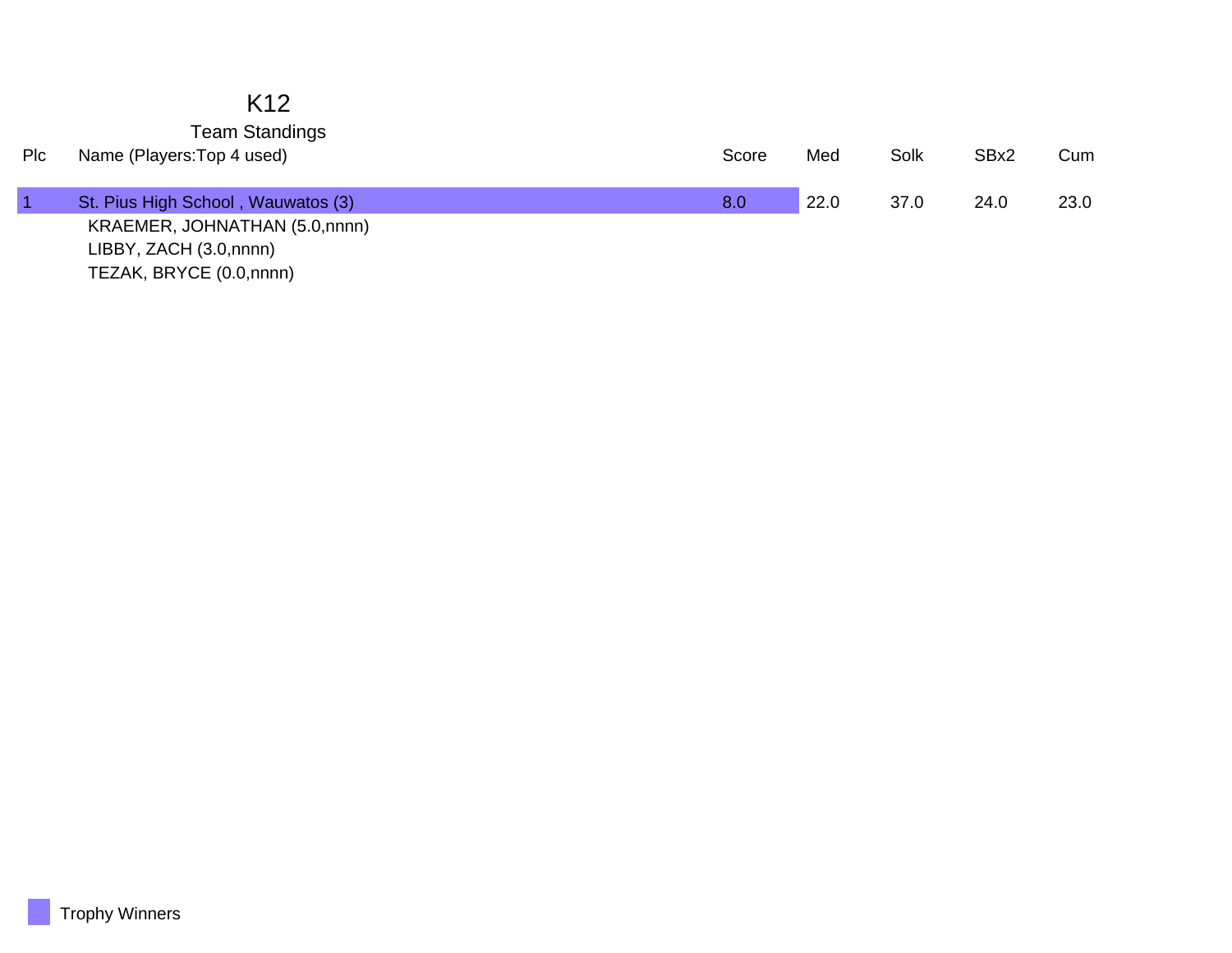# K12

## Team Standings

| Plc | Name (Players:Top 4 used) | Score | Med | Solk | SBx2 | Cum |
|---|---|---|---|---|---|---|
| 1 | St. Pius High School , Wauwatos (3) | 8.0 | 22.0 | 37.0 | 24.0 | 23.0 |
| | KRAEMER, JOHNATHAN (5.0,nnnn) | | | | | |
| | LIBBY, ZACH (3.0,nnnn) | | | | | |
| | TEZAK, BRYCE (0.0,nnnn) | | | | | |

Trophy Winners